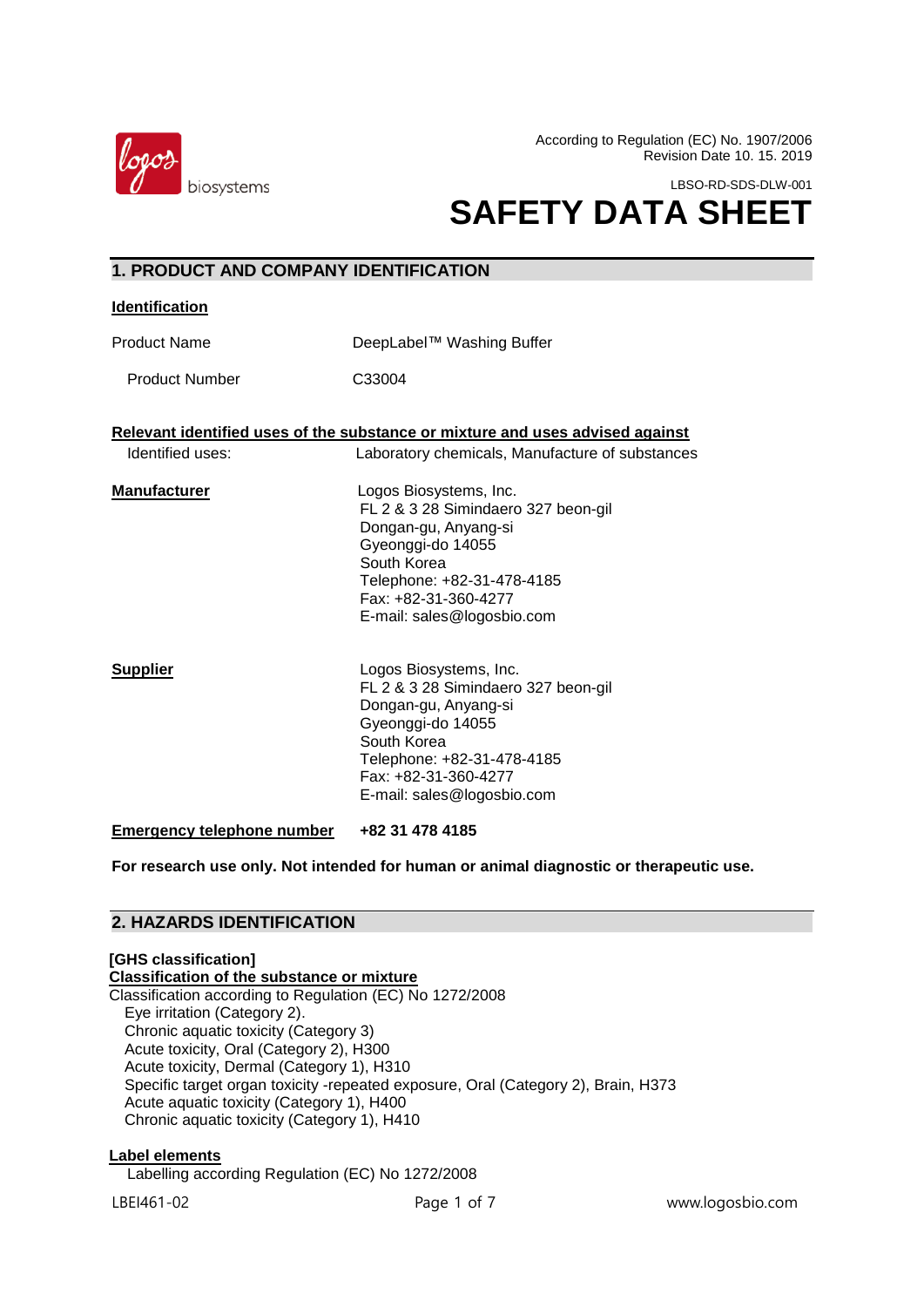According to Regulation (EC) No. 1907/2006
Revision Date 10. 15. 2019

LBSO-RD-SDS-DLW-001

# SAFETY DATA SHEET

## 1. PRODUCT AND COMPANY IDENTIFICATION

**Identification**

Product Name: DeepLabel™ Washing Buffer

Product Number: C33004

**Relevant identified uses of the substance or mixture and uses advised against**

Identified uses: Laboratory chemicals, Manufacture of substances

**Manufacturer**

Logos Biosystems, Inc.
FL 2 & 3 28 Simindaero 327 beon-gil
Dongan-gu, Anyang-si
Gyeonggi-do 14055
South Korea
Telephone: +82-31-478-4185
Fax: +82-31-360-4277
E-mail: sales@logosbio.com

**Supplier**

Logos Biosystems, Inc.
FL 2 & 3 28 Simindaero 327 beon-gil
Dongan-gu, Anyang-si
Gyeonggi-do 14055
South Korea
Telephone: +82-31-478-4185
Fax: +82-31-360-4277
E-mail: sales@logosbio.com

**Emergency telephone number** **+82 31 478 4185**

**For research use only. Not intended for human or animal diagnostic or therapeutic use.**

## 2. HAZARDS IDENTIFICATION

**[GHS classification]**

**Classification of the substance or mixture**

Classification according to Regulation (EC) No 1272/2008

- Eye irritation (Category 2).
- Chronic aquatic toxicity (Category 3)
- Acute toxicity, Oral (Category 2), H300
- Acute toxicity, Dermal (Category 1), H310
- Specific target organ toxicity -repeated exposure, Oral (Category 2), Brain, H373
- Acute aquatic toxicity (Category 1), H400
- Chronic aquatic toxicity (Category 1), H410

**Label elements**

Labelling according Regulation (EC) No 1272/2008

LBEI461-02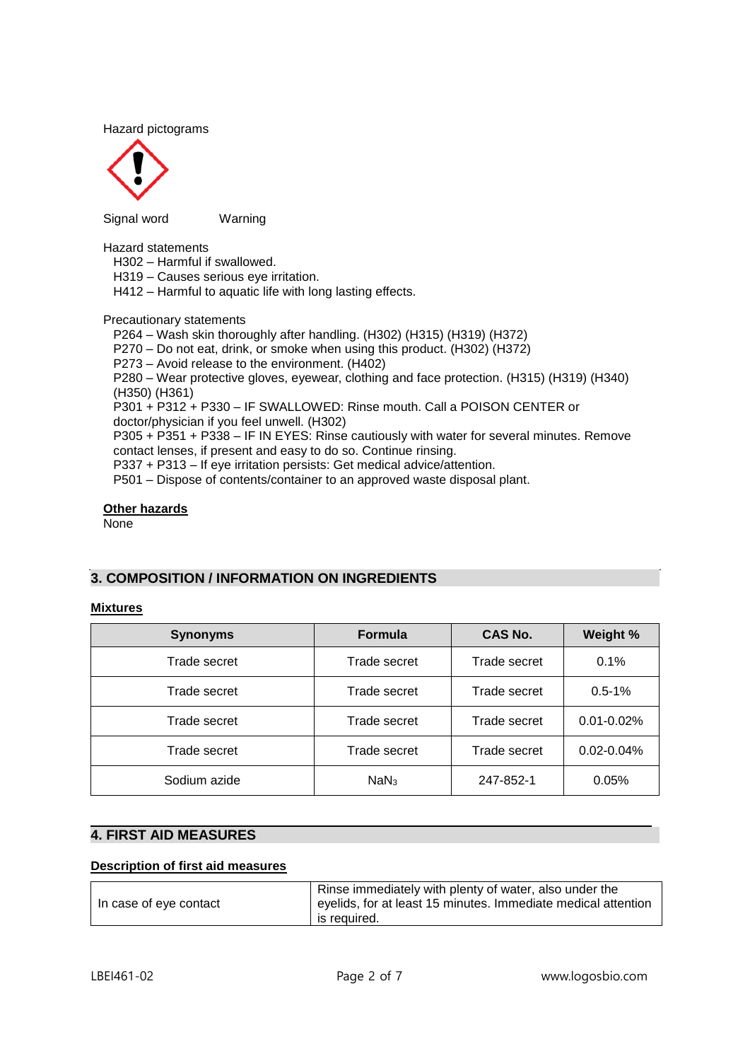Hazard pictograms

Signal word Warning

Hazard statements

H302 – Harmful if swallowed.
H319 – Causes serious eye irritation.
H412 – Harmful to aquatic life with long lasting effects.

Precautionary statements

P264 – Wash skin thoroughly after handling. (H302) (H315) (H319) (H372)
P270 – Do not eat, drink, or smoke when using this product. (H302) (H372)
P273 – Avoid release to the environment. (H402)
P280 – Wear protective gloves, eyewear, clothing and face protection. (H315) (H319) (H340) (H350) (H361)
P301 + P312 + P330 – IF SWALLOWED: Rinse mouth. Call a POISON CENTER or doctor/physician if you feel unwell. (H302)
P305 + P351 + P338 – IF IN EYES: Rinse cautiously with water for several minutes. Remove contact lenses, if present and easy to do so. Continue rinsing.
P337 + P313 – If eye irritation persists: Get medical advice/attention.
P501 – Dispose of contents/container to an approved waste disposal plant.

**Other hazards**

None

## 3. COMPOSITION / INFORMATION ON INGREDIENTS

**Mixtures**

| Synonyms | Formula | CAS No. | Weight % |
|---|---|---|---|
| Trade secret | Trade secret | Trade secret | 0.1% |
| Trade secret | Trade secret | Trade secret | 0.5-1% |
| Trade secret | Trade secret | Trade secret | 0.01-0.02% |
| Trade secret | Trade secret | Trade secret | 0.02-0.04% |
| Sodium azide | $NaN_3$ | 247-852-1 | 0.05% |

## 4. FIRST AID MEASURES

**Description of first aid measures**

| | |
|---|---|
| In case of eye contact | Rinse immediately with plenty of water, also under the eyelids, for at least 15 minutes. Immediate medical attention is required. |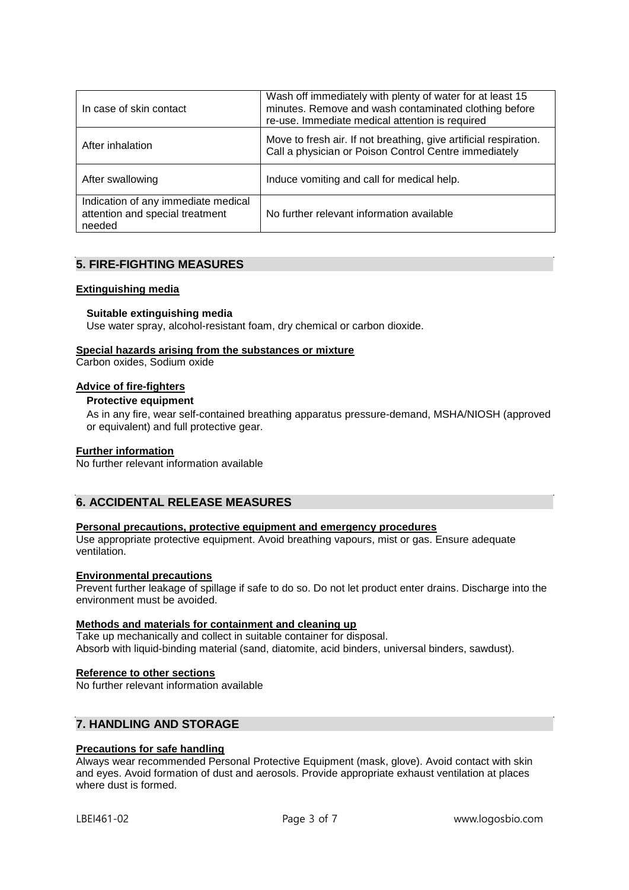| | |
|---|---|
| In case of skin contact | Wash off immediately with plenty of water for at least 15 minutes. Remove and wash contaminated clothing before re-use. Immediate medical attention is required |
| After inhalation | Move to fresh air. If not breathing, give artificial respiration. Call a physician or Poison Control Centre immediately |
| After swallowing | Induce vomiting and call for medical help. |
| Indication of any immediate medical attention and special treatment needed | No further relevant information available |

## 5. FIRE-FIGHTING MEASURES

**Extinguishing media**

**Suitable extinguishing media**
Use water spray, alcohol-resistant foam, dry chemical or carbon dioxide.

**Special hazards arising from the substances or mixture**
Carbon oxides, Sodium oxide

**Advice of fire-fighters**

**Protective equipment**
As in any fire, wear self-contained breathing apparatus pressure-demand, MSHA/NIOSH (approved or equivalent) and full protective gear.

**Further information**
No further relevant information available

## 6. ACCIDENTAL RELEASE MEASURES

**Personal precautions, protective equipment and emergency procedures**
Use appropriate protective equipment. Avoid breathing vapours, mist or gas. Ensure adequate ventilation.

**Environmental precautions**
Prevent further leakage of spillage if safe to do so. Do not let product enter drains. Discharge into the environment must be avoided.

**Methods and materials for containment and cleaning up**
Take up mechanically and collect in suitable container for disposal.
Absorb with liquid-binding material (sand, diatomite, acid binders, universal binders, sawdust).

**Reference to other sections**
No further relevant information available

## 7. HANDLING AND STORAGE

**Precautions for safe handling**
Always wear recommended Personal Protective Equipment (mask, glove). Avoid contact with skin and eyes. Avoid formation of dust and aerosols. Provide appropriate exhaust ventilation at places where dust is formed.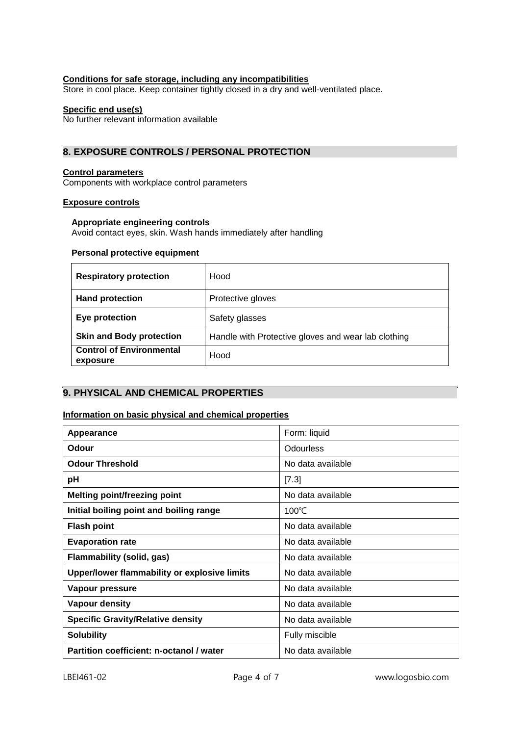**Conditions for safe storage, including any incompatibilities**

Store in cool place. Keep container tightly closed in a dry and well-ventilated place.

**Specific end use(s)**

No further relevant information available

## 8. EXPOSURE CONTROLS / PERSONAL PROTECTION

**Control parameters**

Components with workplace control parameters

**Exposure controls**

**Appropriate engineering controls**

Avoid contact eyes, skin. Wash hands immediately after handling

**Personal protective equipment**

| | |
|---|---|
| **Respiratory protection** | Hood |
| **Hand protection** | Protective gloves |
| **Eye protection** | Safety glasses |
| **Skin and Body protection** | Handle with Protective gloves and wear lab clothing |
| **Control of Environmental exposure** | Hood |

## 9. PHYSICAL AND CHEMICAL PROPERTIES

**Information on basic physical and chemical properties**

| | |
|---|---|
| **Appearance** | Form: liquid |
| **Odour** | Odourless |
| **Odour Threshold** | No data available |
| **pH** | [7.3] |
| **Melting point/freezing point** | No data available |
| **Initial boiling point and boiling range** | 100℃ |
| **Flash point** | No data available |
| **Evaporation rate** | No data available |
| **Flammability (solid, gas)** | No data available |
| **Upper/lower flammability or explosive limits** | No data available |
| **Vapour pressure** | No data available |
| **Vapour density** | No data available |
| **Specific Gravity/Relative density** | No data available |
| **Solubility** | Fully miscible |
| **Partition coefficient: n-octanol / water** | No data available |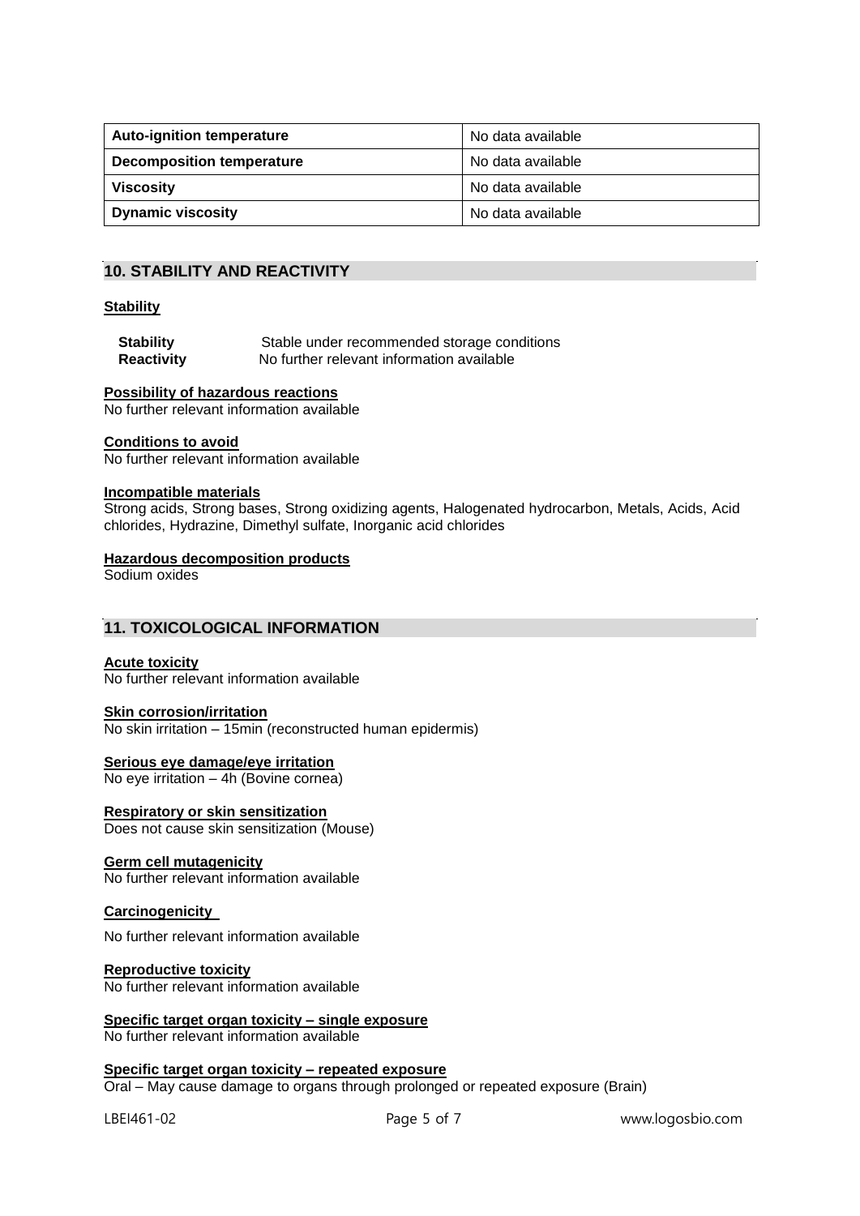| Auto-ignition temperature | No data available |
|---|---|
| Decomposition temperature | No data available |
| Viscosity | No data available |
| Dynamic viscosity | No data available |

## 10. STABILITY AND REACTIVITY

**Stability**

**Stability** Stable under recommended storage conditions
**Reactivity** No further relevant information available

**Possibility of hazardous reactions**
No further relevant information available

**Conditions to avoid**
No further relevant information available

**Incompatible materials**
Strong acids, Strong bases, Strong oxidizing agents, Halogenated hydrocarbon, Metals, Acids, Acid chlorides, Hydrazine, Dimethyl sulfate, Inorganic acid chlorides

**Hazardous decomposition products**
Sodium oxides

## 11. TOXICOLOGICAL INFORMATION

**Acute toxicity**
No further relevant information available

**Skin corrosion/irritation**
No skin irritation – 15min (reconstructed human epidermis)

**Serious eye damage/eye irritation**
No eye irritation – 4h (Bovine cornea)

**Respiratory or skin sensitization**
Does not cause skin sensitization (Mouse)

**Germ cell mutagenicity**
No further relevant information available

**Carcinogenicity**

No further relevant information available

**Reproductive toxicity**
No further relevant information available

**Specific target organ toxicity – single exposure**
No further relevant information available

**Specific target organ toxicity – repeated exposure**
Oral – May cause damage to organs through prolonged or repeated exposure (Brain)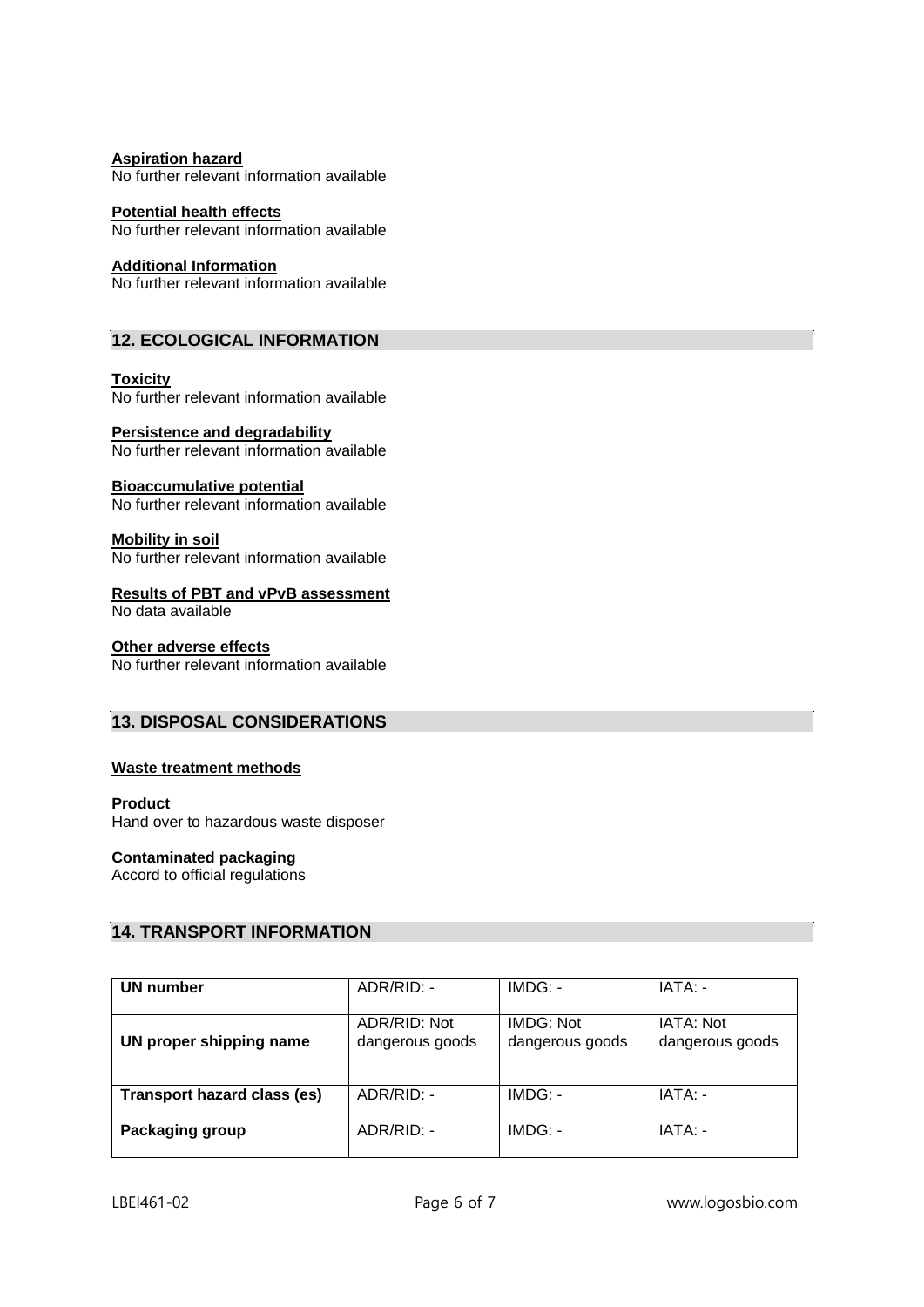**Aspiration hazard**
No further relevant information available

**Potential health effects**
No further relevant information available

**Additional Information**
No further relevant information available

## 12. ECOLOGICAL INFORMATION

**Toxicity**
No further relevant information available

**Persistence and degradability**
No further relevant information available

**Bioaccumulative potential**
No further relevant information available

**Mobility in soil**
No further relevant information available

**Results of PBT and vPvB assessment**
No data available

**Other adverse effects**
No further relevant information available

## 13. DISPOSAL CONSIDERATIONS

**Waste treatment methods**

**Product**
Hand over to hazardous waste disposer

**Contaminated packaging**
Accord to official regulations

## 14. TRANSPORT INFORMATION

| | | | |
|---|---|---|---|
| **UN number** | ADR/RID: - | IMDG: - | IATA: - |
| **UN proper shipping name** | ADR/RID: Not dangerous goods | IMDG: Not dangerous goods | IATA: Not dangerous goods |
| **Transport hazard class (es)** | ADR/RID: - | IMDG: - | IATA: - |
| **Packaging group** | ADR/RID: - | IMDG: - | IATA: - |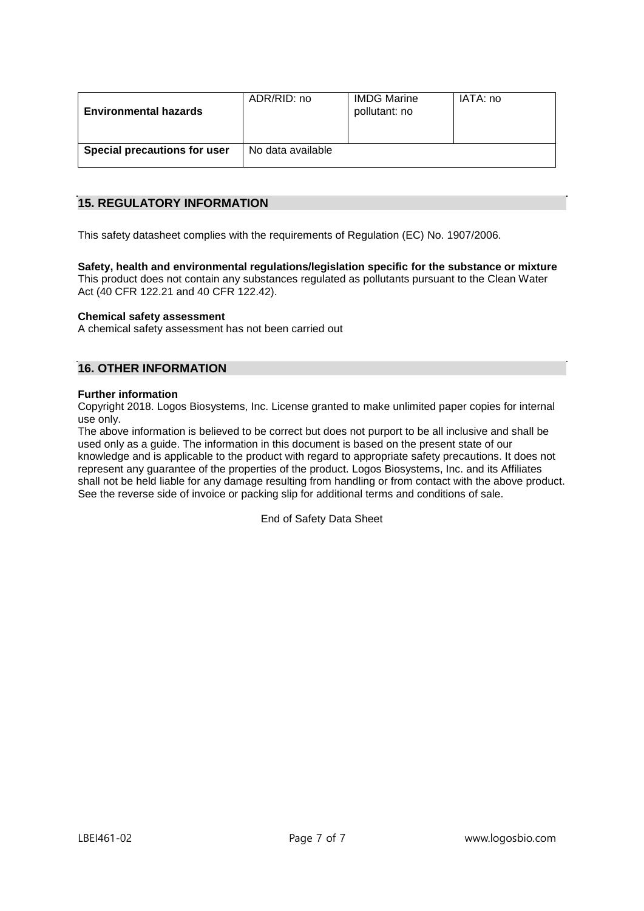| | | | |
|---|---|---|---|
| **Environmental hazards** | ADR/RID: no | IMDG Marine pollutant: no | IATA: no |
| **Special precautions for user** | No data available | | |

## 15. REGULATORY INFORMATION

This safety datasheet complies with the requirements of Regulation (EC) No. 1907/2006.

**Safety, health and environmental regulations/legislation specific for the substance or mixture**
This product does not contain any substances regulated as pollutants pursuant to the Clean Water Act (40 CFR 122.21 and 40 CFR 122.42).

**Chemical safety assessment**
A chemical safety assessment has not been carried out

## 16. OTHER INFORMATION

**Further information**
Copyright 2018. Logos Biosystems, Inc. License granted to make unlimited paper copies for internal use only.
The above information is believed to be correct but does not purport to be all inclusive and shall be used only as a guide. The information in this document is based on the present state of our knowledge and is applicable to the product with regard to appropriate safety precautions. It does not represent any guarantee of the properties of the product. Logos Biosystems, Inc. and its Affiliates shall not be held liable for any damage resulting from handling or from contact with the above product. See the reverse side of invoice or packing slip for additional terms and conditions of sale.

End of Safety Data Sheet